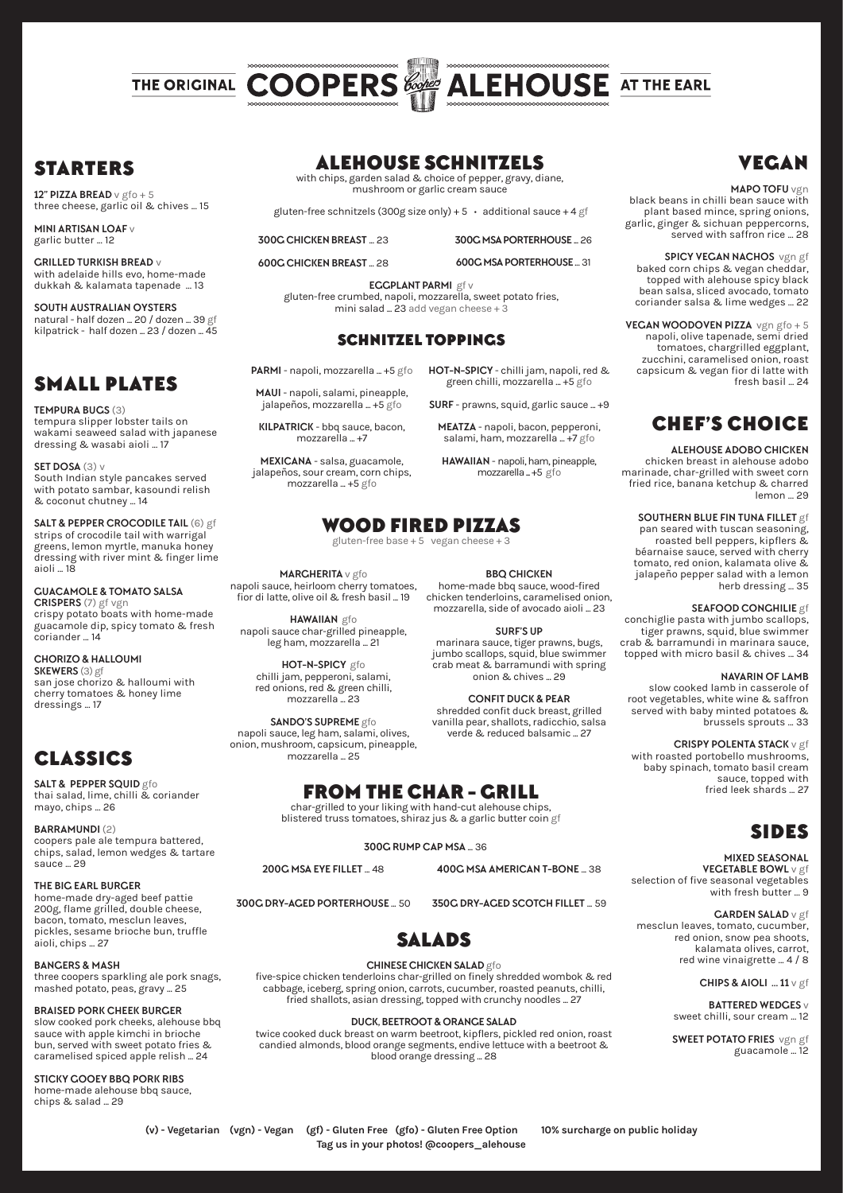# THE ORIGINAL COOPERS ALEHOUSE AT THE EARL

## STARTERS

**12" PIZZA BREAD** v gfo + 5
three cheese, garlic oil & chives ... 15

**MINI ARTISAN LOAF** v
garlic butter ... 12

**GRILLED TURKISH BREAD** v
with adelaide hills evo, home-made dukkah & kalamata tapenade ... 13

**SOUTH AUSTRALIAN OYSTERS**
natural - half dozen ... 20 / dozen ... 39 gf
kilpatrick - half dozen ... 23 / dozen ... 45

## SMALL PLATES

**TEMPURA BUGS** (3)
tempura slipper lobster tails on wakami seaweed salad with japanese dressing & wasabi aioli ... 17

**SET DOSA** (3) v
South Indian style pancakes served with potato sambar, kasoundi relish & coconut chutney ... 14

**SALT & PEPPER CROCODILE TAIL** (6) gf
strips of crocodile tail with warrigal greens, lemon myrtle, manuka honey dressing with river mint & finger lime aioli ... 18

**GUACAMOLE & TOMATO SALSA CRISPERS** (7) gf vgn
crispy potato boats with home-made guacamole dip, spicy tomato & fresh coriander ... 14

**CHORIZO & HALLOUMI SKEWERS** (3) gf
san jose chorizo & halloumi with cherry tomatoes & honey lime dressings ... 17

## CLASSICS

**SALT & PEPPER SQUID** gfo
thai salad, lime, chilli & coriander mayo, chips ... 26

**BARRAMUNDI** (2)
coopers pale ale tempura battered, chips, salad, lemon wedges & tartare sauce ... 29

**THE BIG EARL BURGER**
home-made dry-aged beef pattie 200g, flame grilled, double cheese, bacon, tomato, mesclun leaves, pickles, sesame brioche bun, truffle aioli, chips ... 27

**BANGERS & MASH**
three coopers sparkling ale pork snags, mashed potato, peas, gravy ... 25

**BRAISED PORK CHEEK BURGER**
slow cooked pork cheeks, alehouse bbq sauce with apple kimchi in brioche bun, served with sweet potato fries & caramelised spiced apple relish ... 24

**STICKY GOOEY BBQ PORK RIBS**
home-made alehouse bbq sauce, chips & salad ... 29

## ALEHOUSE SCHNITZELS

with chips, garden salad & choice of pepper, gravy, diane, mushroom or garlic cream sauce

gluten-free schnitzels (300g size only) + 5 • additional sauce + 4 gf

**300G CHICKEN BREAST** ... 23

**300G MSA PORTERHOUSE** ... 26

**600G CHICKEN BREAST** ... 28

**600G MSA PORTERHOUSE** ... 31

**EGGPLANT PARMI** gf v
gluten-free crumbed, napoli, mozzarella, sweet potato fries, mini salad ... 23 add vegan cheese + 3

## SCHNITZEL TOPPINGS

**PARMI** - napoli, mozzarella ... +5 gfo

**MAUI** - napoli, salami, pineapple, jalapeños, mozzarella ... +5 gfo

**KILPATRICK** - bbq sauce, bacon, mozzarella ... +7

**MEXICANA** - salsa, guacamole, jalapeños, sour cream, corn chips, mozzarella ... +5 gfo

**HOT-N-SPICY** - chilli jam, napoli, red & green chilli, mozzarella ... +5 gfo

**SURF** - prawns, squid, garlic sauce ... +9

**MEATZA** - napoli, bacon, pepperoni, salami, ham, mozzarella ... +7 gfo

**HAWAIIAN** - napoli, ham, pineapple, mozzarella ... +5 gfo

## WOOD FIRED PIZZAS

gluten-free base + 5 vegan cheese + 3

**MARGHERITA** v gfo
napoli sauce, heirloom cherry tomatoes, fior di latte, olive oil & fresh basil ... 19

**HAWAIIAN** gfo
napoli sauce char-grilled pineapple, leg ham, mozzarella ... 21

**HOT-N-SPICY** gfo
chilli jam, pepperoni, salami, red onions, red & green chilli, mozzarella ... 23

**SANDO'S SUPREME** gfo
napoli sauce, leg ham, salami, olives, onion, mushroom, capsicum, pineapple, mozzarella ... 25

**BBQ CHICKEN**
home-made bbq sauce, wood-fired chicken tenderloins, caramelised onion, mozzarella, side of avocado aioli ... 23

**SURF'S UP**
marinara sauce, tiger prawns, bugs, jumbo scallops, squid, blue swimmer crab meat & barramundi with spring onion & chives ... 29

**CONFIT DUCK & PEAR**
shredded confit duck breast, grilled vanilla pear, shallots, radicchio, salsa verde & reduced balsamic ... 27

## FROM THE CHAR - GRILL

char-grilled to your liking with hand-cut alehouse chips, blistered truss tomatoes, shiraz jus & a garlic butter coin gf

**300G RUMP CAP MSA** ... 36

**200G MSA EYE FILLET** ... 48

**400G MSA AMERICAN T-BONE** ... 38

**300G DRY-AGED PORTERHOUSE** ... 50

**350G DRY-AGED SCOTCH FILLET** ... 59

## SALADS

**CHINESE CHICKEN SALAD** gfo
five-spice chicken tenderloins char-grilled on finely shredded wombok & red cabbage, iceberg, spring onion, carrots, cucumber, roasted peanuts, chilli, fried shallots, asian dressing, topped with crunchy noodles ... 27

**DUCK, BEETROOT & ORANGE SALAD**
twice cooked duck breast on warm beetroot, kipflers, pickled red onion, roast candied almonds, blood orange segments, endive lettuce with a beetroot & blood orange dressing ... 28

## VEGAN

**MAPO TOFU** vgn
black beans in chilli bean sauce with plant based mince, spring onions, garlic, ginger & sichuan peppercorns, served with saffron rice ... 28

**SPICY VEGAN NACHOS** vgn gf
baked corn chips & vegan cheddar, topped with alehouse spicy black bean salsa, sliced avocado, tomato coriander salsa & lime wedges ... 22

**VEGAN WOODOVEN PIZZA** vgn gfo + 5
napoli, olive tapenade, semi dried tomatoes, chargrilled eggplant, zucchini, caramelised onion, roast capsicum & vegan fior di latte with fresh basil ... 24

## CHEF'S CHOICE

**ALEHOUSE ADOBO CHICKEN**
chicken breast in alehouse adobo marinade, char-grilled with sweet corn fried rice, banana ketchup & charred lemon ... 29

**SOUTHERN BLUE FIN TUNA FILLET** gf
pan seared with tuscan seasoning, roasted bell peppers, kipflers & béarnaise sauce, served with cherry tomato, red onion, kalamata olive & jalapeño pepper salad with a lemon herb dressing ... 35

**SEAFOOD CONCHILIE** gf
conchiglie pasta with jumbo scallops, tiger prawns, squid, blue swimmer crab & barramundi in marinara sauce, topped with micro basil & chives ... 34

**NAVARIN OF LAMB**
slow cooked lamb in casserole of root vegetables, white wine & saffron served with baby minted potatoes & brussels sprouts ... 33

**CRISPY POLENTA STACK** v gf
with roasted portobello mushrooms, baby spinach, tomato basil cream sauce, topped with fried leek shards ... 27

## SIDES

**MIXED SEASONAL VEGETABLE BOWL** v gf
selection of five seasonal vegetables with fresh butter ... 9

**GARDEN SALAD** v gf
mesclun leaves, tomato, cucumber, red onion, snow pea shoots, kalamata olives, carrot, red wine vinaigrette ... 4 / 8

**CHIPS & AIOLI** ... 11 v gf

**BATTERED WEDGES** v
sweet chilli, sour cream ... 12

**SWEET POTATO FRIES** vgn gf
guacamole ... 12

(v) - Vegetarian (vgn) - Vegan (gf) - Gluten Free (gfo) - Gluten Free Option 10% surcharge on public holiday

Tag us in your photos! @coopers_alehouse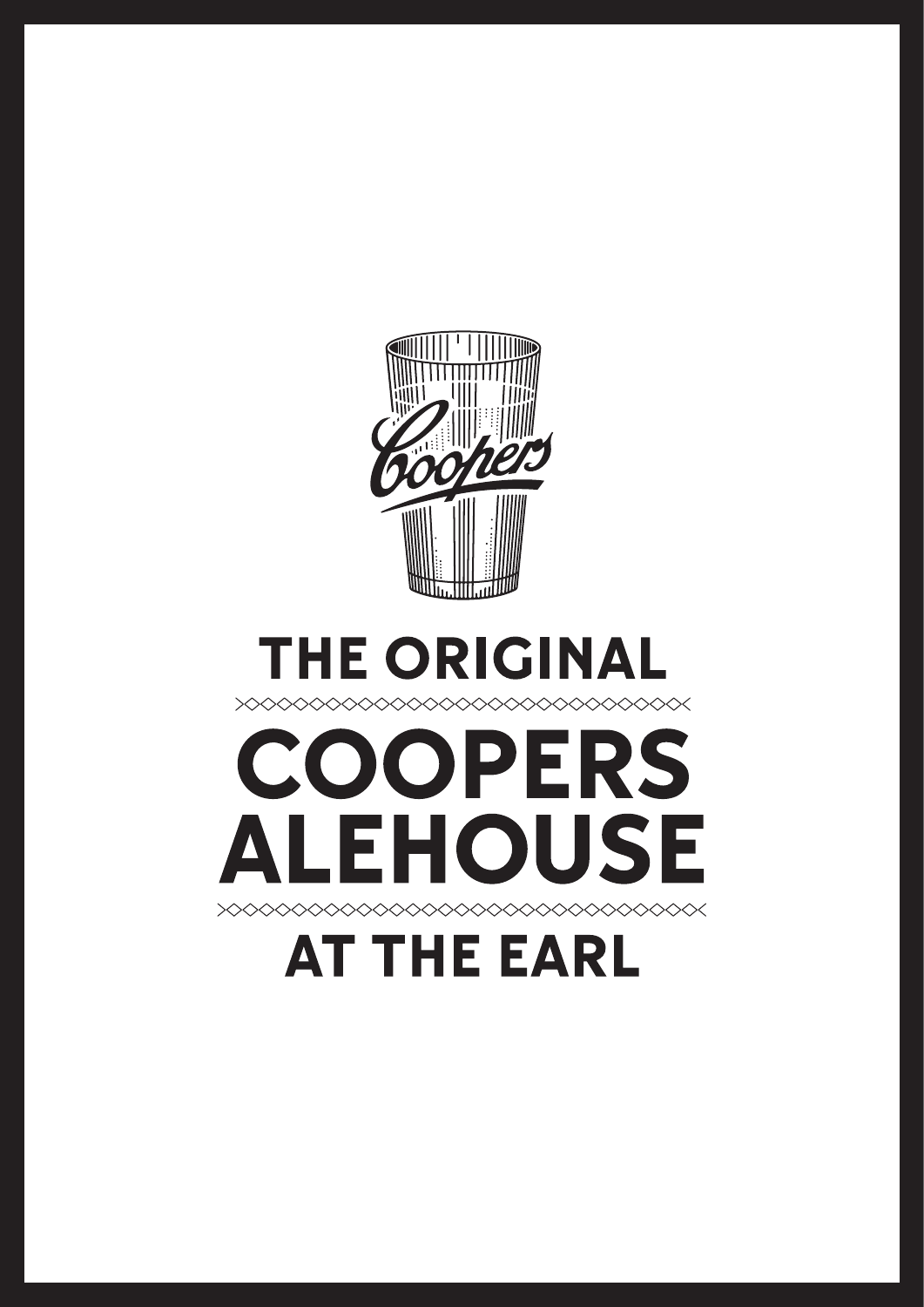THE ORIGINAL

# COOPERS ALEHOUSE

AT THE EARL